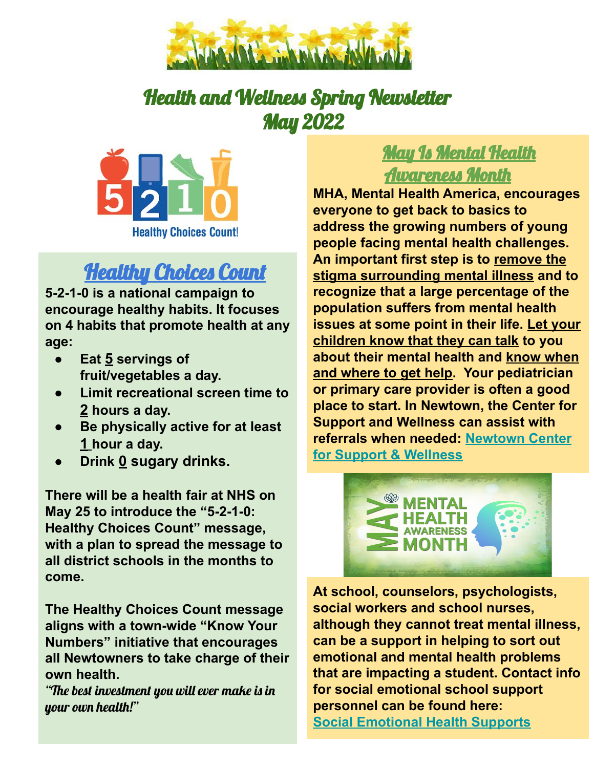# Health and Wellness Spring Newsletter
# May 2022

Healthy Choices Count!

## Healthy Choices Count

**5-2-1-0 is a national campaign to encourage healthy habits. It focuses on 4 habits that promote health at any age:**

- **Eat 5 servings of fruit/vegetables a day.**
- **Limit recreational screen time to 2 hours a day.**
- **Be physically active for at least 1 hour a day.**
- **Drink 0 sugary drinks.**

**There will be a health fair at NHS on May 25 to introduce the "5-2-1-0: Healthy Choices Count" message, with a plan to spread the message to all district schools in the months to come.**

**The Healthy Choices Count message aligns with a town-wide "Know Your Numbers" initiative that encourages all Newtowners to take charge of their own health.**

*"The best investment you will ever make is in your own health!"*

## May Is Mental Health Awareness Month

**MHA, Mental Health America, encourages everyone to get back to basics to address the growing numbers of young people facing mental health challenges. An important first step is to remove the stigma surrounding mental illness and to recognize that a large percentage of the population suffers from mental health issues at some point in their life. Let your children know that they can talk to you about their mental health and know when and where to get help. Your pediatrician or primary care provider is often a good place to start. In Newtown, the Center for Support and Wellness can assist with referrals when needed: Newtown Center for Support & Wellness**

MAY MENTAL HEALTH AWARENESS MONTH

**At school, counselors, psychologists, social workers and school nurses, although they cannot treat mental illness, can be a support in helping to sort out emotional and mental health problems that are impacting a student. Contact info for social emotional school support personnel can be found here: Social Emotional Health Supports**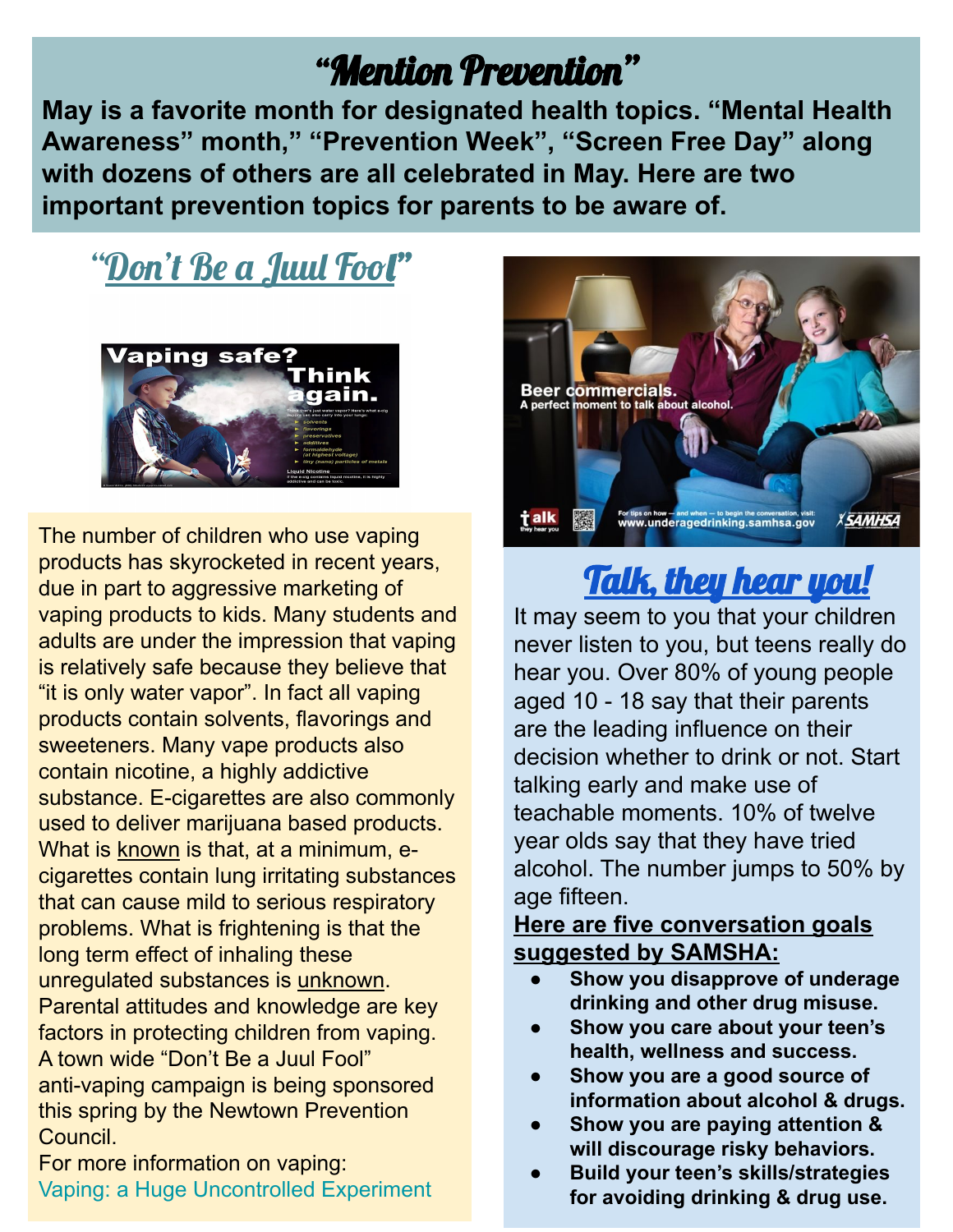# "Mention Prevention"

**May is a favorite month for designated health topics. "Mental Health Awareness" month," "Prevention Week", "Screen Free Day" along with dozens of others are all celebrated in May. Here are two important prevention topics for parents to be aware of.**

## "Don't Be a Juul Fool"

The number of children who use vaping products has skyrocketed in recent years, due in part to aggressive marketing of vaping products to kids. Many students and adults are under the impression that vaping is relatively safe because they believe that "it is only water vapor". In fact all vaping products contain solvents, flavorings and sweeteners. Many vape products also contain nicotine, a highly addictive substance. E-cigarettes are also commonly used to deliver marijuana based products. What is known is that, at a minimum, e-cigarettes contain lung irritating substances that can cause mild to serious respiratory problems. What is frightening is that the long term effect of inhaling these unregulated substances is unknown. Parental attitudes and knowledge are key factors in protecting children from vaping. A town wide "Don't Be a Juul Fool" anti-vaping campaign is being sponsored this spring by the Newtown Prevention Council.

For more information on vaping:
Vaping: a Huge Uncontrolled Experiment

## Talk, they hear you!

It may seem to you that your children never listen to you, but teens really do hear you. Over 80% of young people aged 10 - 18 say that their parents are the leading influence on their decision whether to drink or not. Start talking early and make use of teachable moments. 10% of twelve year olds say that they have tried alcohol. The number jumps to 50% by age fifteen.

**Here are five conversation goals suggested by SAMSHA:**

- **Show you disapprove of underage drinking and other drug misuse.**
- **Show you care about your teen's health, wellness and success.**
- **Show you are a good source of information about alcohol & drugs.**
- **Show you are paying attention & will discourage risky behaviors.**
- **Build your teen's skills/strategies for avoiding drinking & drug use.**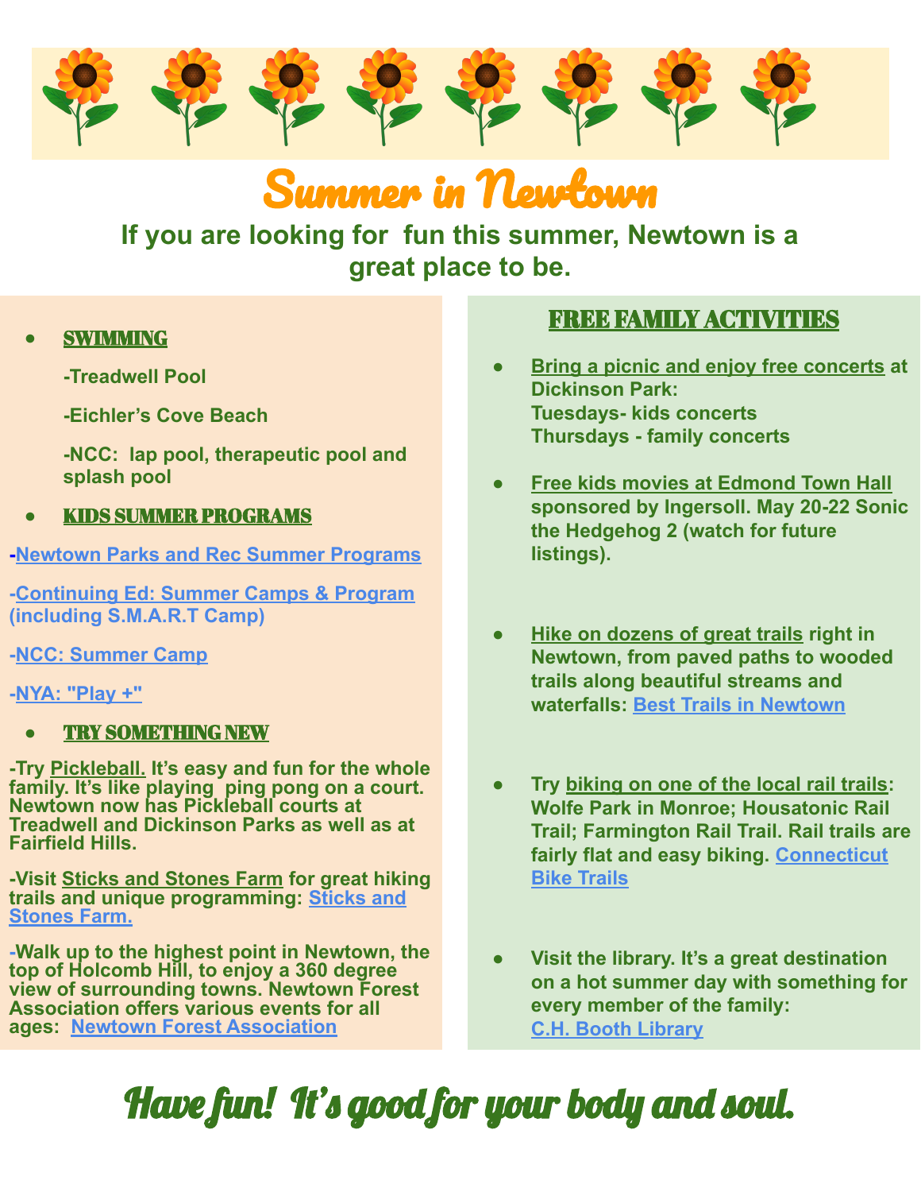# Summer in Newtown

**If you are looking for fun this summer, Newtown is a great place to be.**

- **SWIMMING**

  -Treadwell Pool

  -Eichler's Cove Beach

  -NCC: lap pool, therapeutic pool and splash pool

- **KIDS SUMMER PROGRAMS**

-Newtown Parks and Rec Summer Programs

-Continuing Ed: Summer Camps & Program (including S.M.A.R.T Camp)

-NCC: Summer Camp

-NYA: "Play +"

- **TRY SOMETHING NEW**

-Try Pickleball. It's easy and fun for the whole family. It's like playing ping pong on a court. Newtown now has Pickleball courts at Treadwell and Dickinson Parks as well as at Fairfield Hills.

-Visit Sticks and Stones Farm for great hiking trails and unique programming: Sticks and Stones Farm.

-Walk up to the highest point in Newtown, the top of Holcomb Hill, to enjoy a 360 degree view of surrounding towns. Newtown Forest Association offers various events for all ages: Newtown Forest Association

## FREE FAMILY ACTIVITIES

- Bring a picnic and enjoy free concerts at Dickinson Park:
  Tuesdays- kids concerts
  Thursdays - family concerts

- Free kids movies at Edmond Town Hall sponsored by Ingersoll. May 20-22 Sonic the Hedgehog 2 (watch for future listings).

- Hike on dozens of great trails right in Newtown, from paved paths to wooded trails along beautiful streams and waterfalls: Best Trails in Newtown

- Try biking on one of the local rail trails: Wolfe Park in Monroe; Housatonic Rail Trail; Farmington Rail Trail. Rail trails are fairly flat and easy biking. Connecticut Bike Trails

- Visit the library. It's a great destination on a hot summer day with something for every member of the family: C.H. Booth Library

## Have fun! It's good for your body and soul.